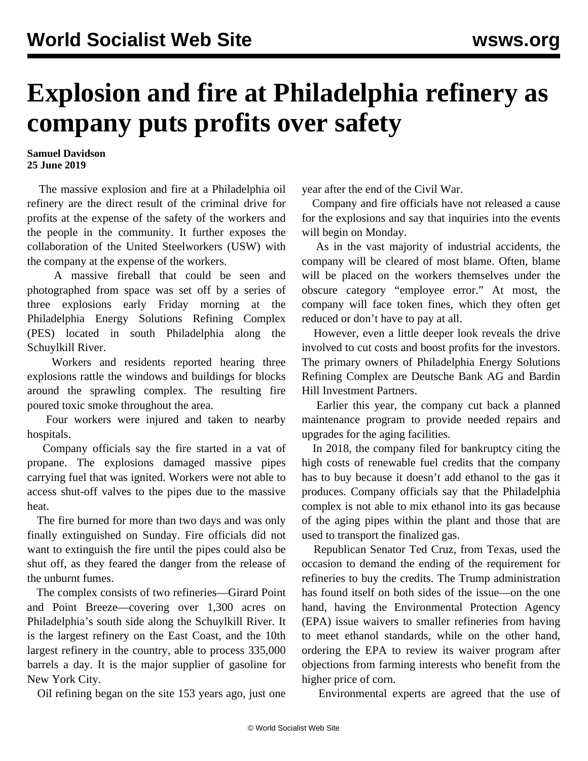# Explosion and fire at Philadelphia refinery as company puts profits over safety

**Samuel Davidson**
**25 June 2019**

The massive explosion and fire at a Philadelphia oil refinery are the direct result of the criminal drive for profits at the expense of the safety of the workers and the people in the community. It further exposes the collaboration of the United Steelworkers (USW) with the company at the expense of the workers.

A massive fireball that could be seen and photographed from space was set off by a series of three explosions early Friday morning at the Philadelphia Energy Solutions Refining Complex (PES) located in south Philadelphia along the Schuylkill River.

Workers and residents reported hearing three explosions rattle the windows and buildings for blocks around the sprawling complex. The resulting fire poured toxic smoke throughout the area.

Four workers were injured and taken to nearby hospitals.

Company officials say the fire started in a vat of propane. The explosions damaged massive pipes carrying fuel that was ignited. Workers were not able to access shut-off valves to the pipes due to the massive heat.

The fire burned for more than two days and was only finally extinguished on Sunday. Fire officials did not want to extinguish the fire until the pipes could also be shut off, as they feared the danger from the release of the unburnt fumes.

The complex consists of two refineries—Girard Point and Point Breeze—covering over 1,300 acres on Philadelphia's south side along the Schuylkill River. It is the largest refinery on the East Coast, and the 10th largest refinery in the country, able to process 335,000 barrels a day. It is the major supplier of gasoline for New York City.

Oil refining began on the site 153 years ago, just one year after the end of the Civil War.

Company and fire officials have not released a cause for the explosions and say that inquiries into the events will begin on Monday.

As in the vast majority of industrial accidents, the company will be cleared of most blame. Often, blame will be placed on the workers themselves under the obscure category "employee error." At most, the company will face token fines, which they often get reduced or don't have to pay at all.

However, even a little deeper look reveals the drive involved to cut costs and boost profits for the investors. The primary owners of Philadelphia Energy Solutions Refining Complex are Deutsche Bank AG and Bardin Hill Investment Partners.

Earlier this year, the company cut back a planned maintenance program to provide needed repairs and upgrades for the aging facilities.

In 2018, the company filed for bankruptcy citing the high costs of renewable fuel credits that the company has to buy because it doesn't add ethanol to the gas it produces. Company officials say that the Philadelphia complex is not able to mix ethanol into its gas because of the aging pipes within the plant and those that are used to transport the finalized gas.

Republican Senator Ted Cruz, from Texas, used the occasion to demand the ending of the requirement for refineries to buy the credits. The Trump administration has found itself on both sides of the issue—on the one hand, having the Environmental Protection Agency (EPA) issue waivers to smaller refineries from having to meet ethanol standards, while on the other hand, ordering the EPA to review its waiver program after objections from farming interests who benefit from the higher price of corn.

Environmental experts are agreed that the use of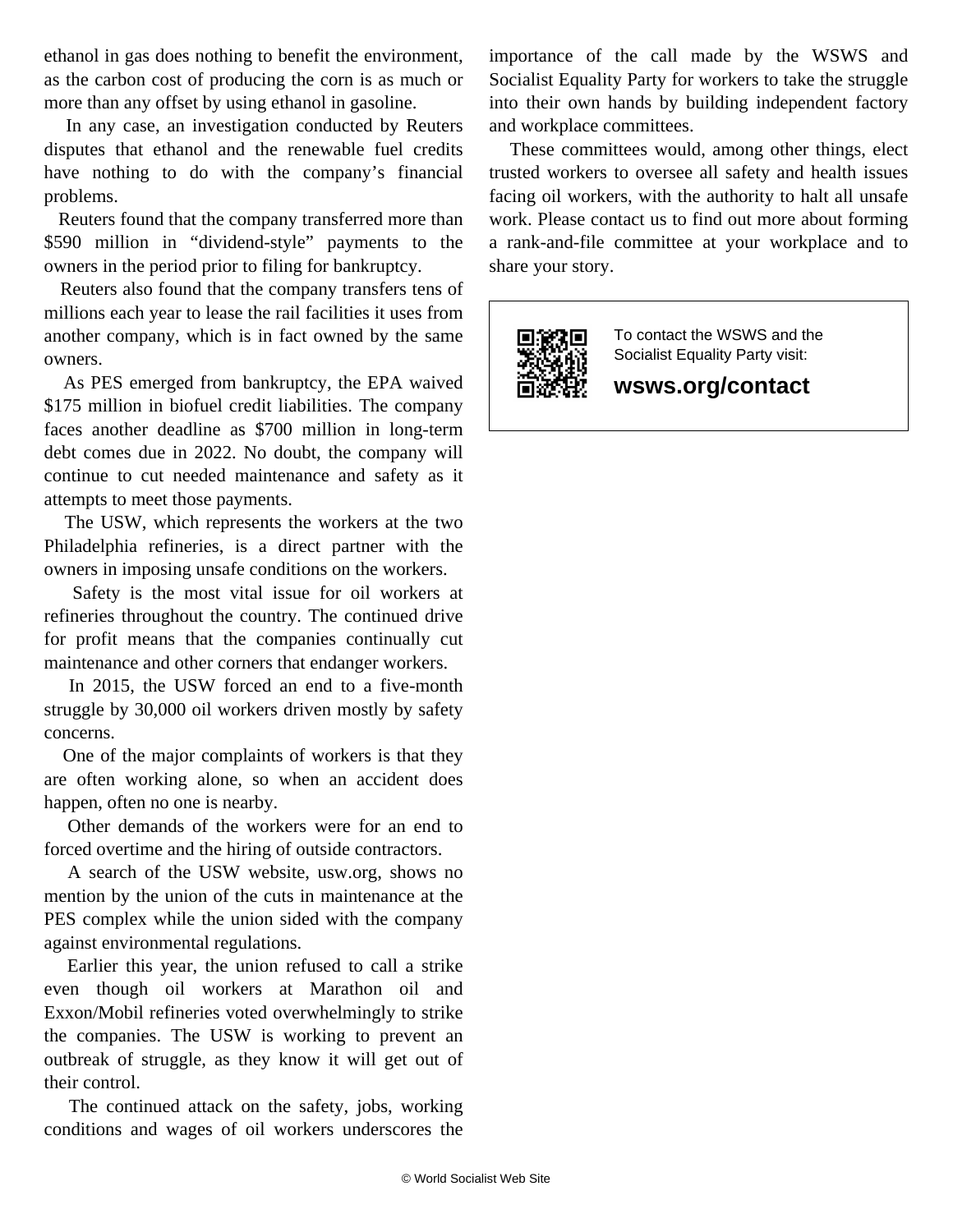ethanol in gas does nothing to benefit the environment, as the carbon cost of producing the corn is as much or more than any offset by using ethanol in gasoline.

In any case, an investigation conducted by Reuters disputes that ethanol and the renewable fuel credits have nothing to do with the company's financial problems.

Reuters found that the company transferred more than $590 million in "dividend-style" payments to the owners in the period prior to filing for bankruptcy.

Reuters also found that the company transfers tens of millions each year to lease the rail facilities it uses from another company, which is in fact owned by the same owners.

As PES emerged from bankruptcy, the EPA waived $175 million in biofuel credit liabilities. The company faces another deadline as $700 million in long-term debt comes due in 2022. No doubt, the company will continue to cut needed maintenance and safety as it attempts to meet those payments.

The USW, which represents the workers at the two Philadelphia refineries, is a direct partner with the owners in imposing unsafe conditions on the workers.

Safety is the most vital issue for oil workers at refineries throughout the country. The continued drive for profit means that the companies continually cut maintenance and other corners that endanger workers.

In 2015, the USW forced an end to a five-month struggle by 30,000 oil workers driven mostly by safety concerns.

One of the major complaints of workers is that they are often working alone, so when an accident does happen, often no one is nearby.

Other demands of the workers were for an end to forced overtime and the hiring of outside contractors.

A search of the USW website, usw.org, shows no mention by the union of the cuts in maintenance at the PES complex while the union sided with the company against environmental regulations.

Earlier this year, the union refused to call a strike even though oil workers at Marathon oil and Exxon/Mobil refineries voted overwhelmingly to strike the companies. The USW is working to prevent an outbreak of struggle, as they know it will get out of their control.

The continued attack on the safety, jobs, working conditions and wages of oil workers underscores the importance of the call made by the WSWS and Socialist Equality Party for workers to take the struggle into their own hands by building independent factory and workplace committees.

These committees would, among other things, elect trusted workers to oversee all safety and health issues facing oil workers, with the authority to halt all unsafe work. Please contact us to find out more about forming a rank-and-file committee at your workplace and to share your story.

To contact the WSWS and the Socialist Equality Party visit:

**wsws.org/contact**